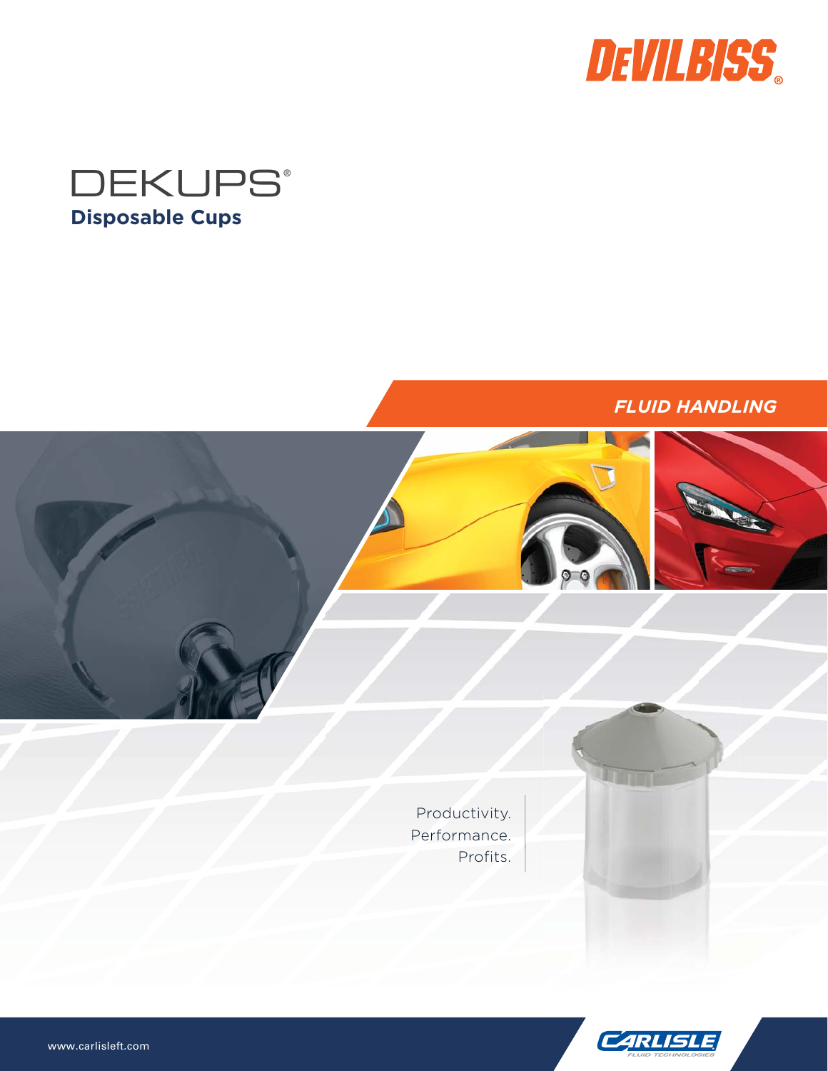DEVILBISS®

# DEKUPS®

## Disposable Cups

*FLUID HANDLING*

Productivity.
Performance.
Profits.

www.carlisleft.com

CARLISLE FLUID TECHNOLOGIES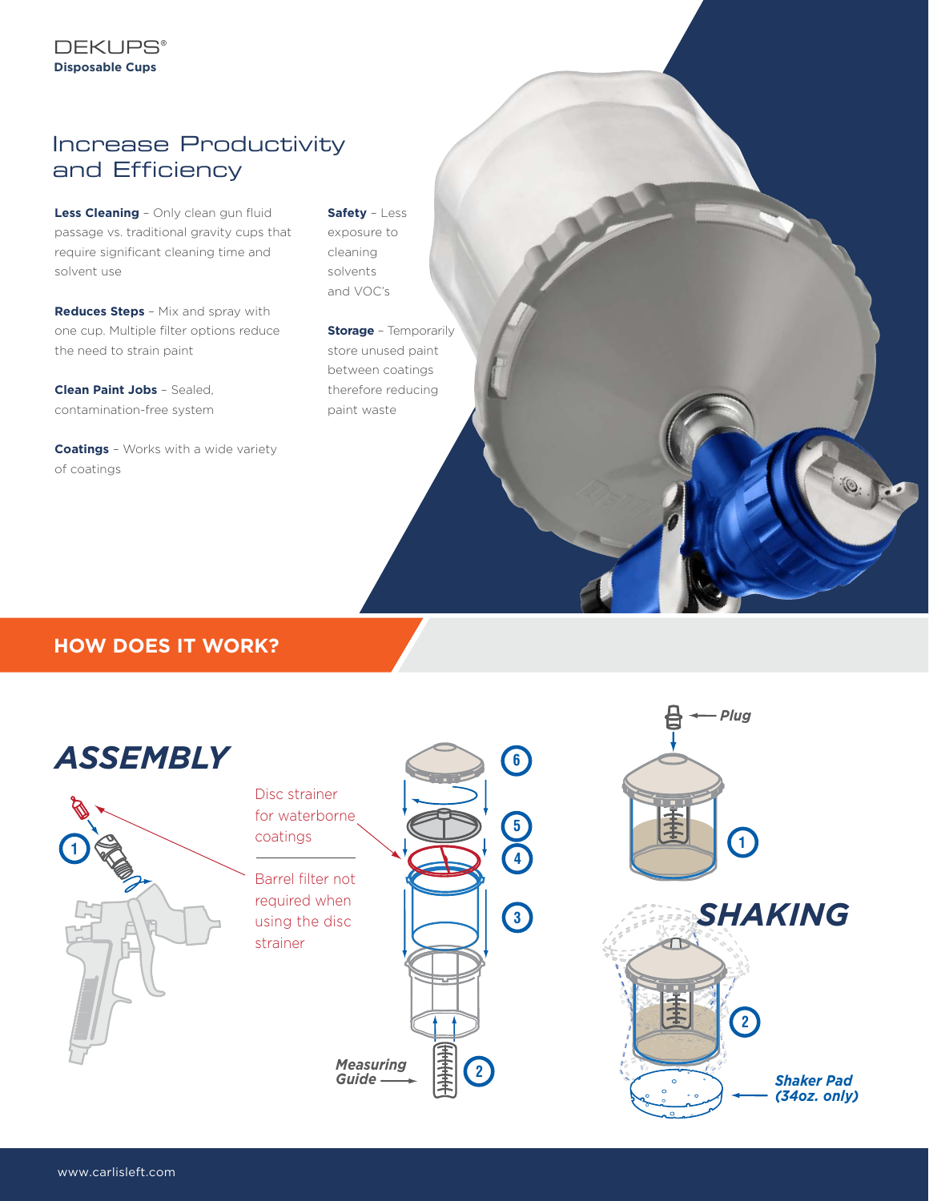DEKUPS®
**Disposable Cups**

# Increase Productivity and Efficiency

**Less Cleaning** – Only clean gun fluid passage vs. traditional gravity cups that require significant cleaning time and solvent use

**Reduces Steps** – Mix and spray with one cup. Multiple filter options reduce the need to strain paint

**Clean Paint Jobs** – Sealed, contamination-free system

**Coatings** – Works with a wide variety of coatings

**Safety** – Less exposure to cleaning solvents and VOC's

**Storage** – Temporarily store unused paint between coatings therefore reducing paint waste

## HOW DOES IT WORK?

### ASSEMBLY

Disc strainer for waterborne coatings

Barrel filter not required when using the disc strainer

Measuring Guide

### SHAKING

Plug

Shaker Pad (34oz. only)

www.carlisleft.com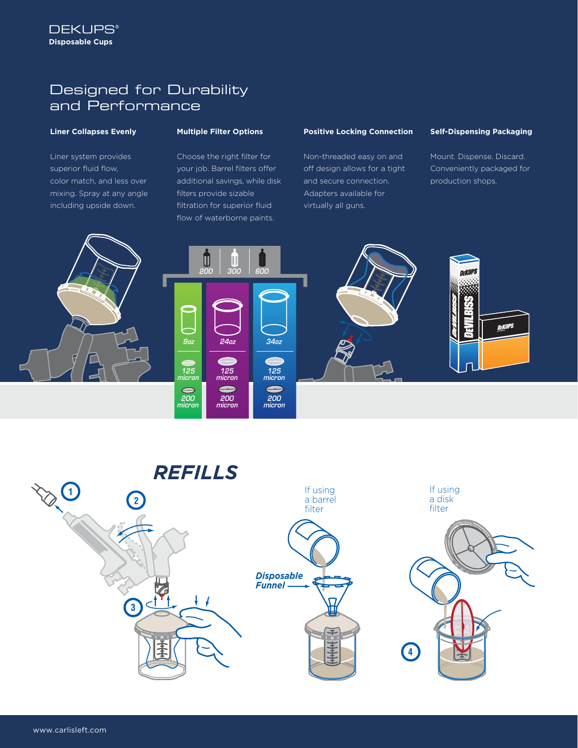DEKUPS®
**Disposable Cups**

# Designed for Durability and Performance

### Liner Collapses Evenly

Liner system provides superior fluid flow, color match, and less over mixing. Spray at any angle including upside down.

### Multiple Filter Options

Choose the right filter for your job. Barrel filters offer additional savings, while disk filters provide sizable filtration for superior fluid flow of waterborne paints.

### Positive Locking Connection

Non-threaded easy on and off design allows for a tight and secure connection. Adapters available for virtually all guns.

### Self-Dispensing Packaging

Mount. Dispense. Discard. Conveniently packaged for production shops.

| 200 | 300 | 600 |
| --- | --- | --- |
| 9oz | 24oz | 34oz |
| 125 micron | 125 micron | 125 micron |
| 200 micron | 200 micron | 200 micron |

## REFILLS

1

2

3

If using a barrel filter

*Disposable Funnel*

If using a disk filter

4

www.carlisleft.com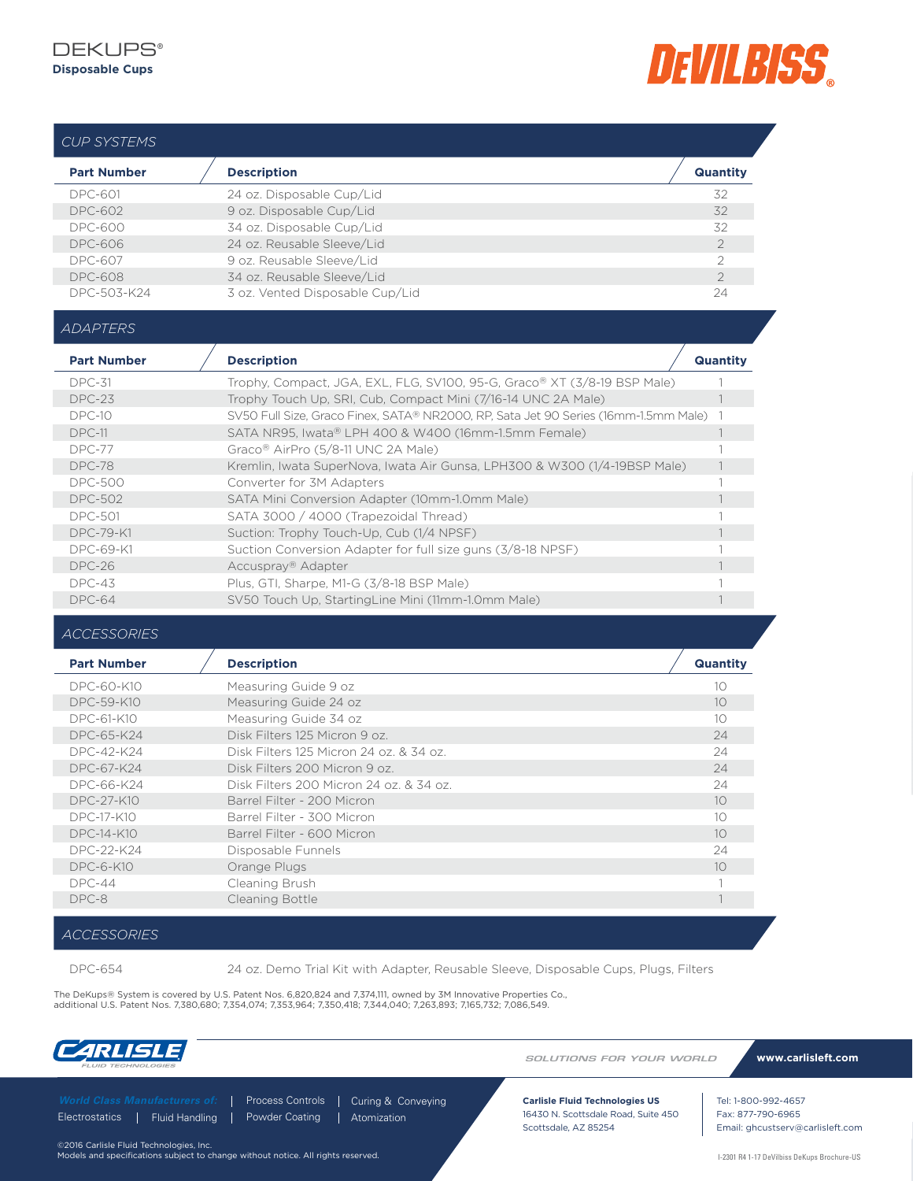DEKUPS®
**Disposable Cups**

DEVILBISS®

## CUP SYSTEMS

| Part Number | Description | Quantity |
|---|---|---|
| DPC-601 | 24 oz. Disposable Cup/Lid | 32 |
| DPC-602 | 9 oz. Disposable Cup/Lid | 32 |
| DPC-600 | 34 oz. Disposable Cup/Lid | 32 |
| DPC-606 | 24 oz. Reusable Sleeve/Lid | 2 |
| DPC-607 | 9 oz. Reusable Sleeve/Lid | 2 |
| DPC-608 | 34 oz. Reusable Sleeve/Lid | 2 |
| DPC-503-K24 | 3 oz. Vented Disposable Cup/Lid | 24 |

## ADAPTERS

| Part Number | Description | Quantity |
|---|---|---|
| DPC-31 | Trophy, Compact, JGA, EXL, FLG, SV100, 95-G, Graco® XT (3/8-19 BSP Male) | 1 |
| DPC-23 | Trophy Touch Up, SRI, Cub, Compact Mini (7/16-14 UNC 2A Male) | 1 |
| DPC-10 | SV50 Full Size, Graco Finex, SATA® NR2000, RP, Sata Jet 90 Series (16mm-1.5mm Male) | 1 |
| DPC-11 | SATA NR95, Iwata® LPH 400 & W400 (16mm-1.5mm Female) | 1 |
| DPC-77 | Graco® AirPro (5/8-11 UNC 2A Male) | 1 |
| DPC-78 | Kremlin, Iwata SuperNova, Iwata Air Gunsa, LPH300 & W300 (1/4-19BSP Male) | 1 |
| DPC-500 | Converter for 3M Adapters | 1 |
| DPC-502 | SATA Mini Conversion Adapter (10mm-1.0mm Male) | 1 |
| DPC-501 | SATA 3000 / 4000 (Trapezoidal Thread) | 1 |
| DPC-79-K1 | Suction: Trophy Touch-Up, Cub (1/4 NPSF) | 1 |
| DPC-69-K1 | Suction Conversion Adapter for full size guns (3/8-18 NPSF) | 1 |
| DPC-26 | Accuspray® Adapter | 1 |
| DPC-43 | Plus, GTI, Sharpe, M1-G (3/8-18 BSP Male) | 1 |
| DPC-64 | SV50 Touch Up, StartingLine Mini (11mm-1.0mm Male) | 1 |

## ACCESSORIES

| Part Number | Description | Quantity |
|---|---|---|
| DPC-60-K10 | Measuring Guide 9 oz | 10 |
| DPC-59-K10 | Measuring Guide 24 oz | 10 |
| DPC-61-K10 | Measuring Guide 34 oz | 10 |
| DPC-65-K24 | Disk Filters 125 Micron 9 oz. | 24 |
| DPC-42-K24 | Disk Filters 125 Micron 24 oz. & 34 oz. | 24 |
| DPC-67-K24 | Disk Filters 200 Micron 9 oz. | 24 |
| DPC-66-K24 | Disk Filters 200 Micron 24 oz. & 34 oz. | 24 |
| DPC-27-K10 | Barrel Filter - 200 Micron | 10 |
| DPC-17-K10 | Barrel Filter - 300 Micron | 10 |
| DPC-14-K10 | Barrel Filter - 600 Micron | 10 |
| DPC-22-K24 | Disposable Funnels | 24 |
| DPC-6-K10 | Orange Plugs | 10 |
| DPC-44 | Cleaning Brush | 1 |
| DPC-8 | Cleaning Bottle | 1 |

## ACCESSORIES

DPC-654 — 24 oz. Demo Trial Kit with Adapter, Reusable Sleeve, Disposable Cups, Plugs, Filters

The DeKups® System is covered by U.S. Patent Nos. 6,820,824 and 7,374,111, owned by 3M Innovative Properties Co., additional U.S. Patent Nos. 7,380,680; 7,354,074; 7,353,964; 7,350,418; 7,344,040; 7,263,893; 7,165,732; 7,086,549.

CARLISLE FLUID TECHNOLOGIES

SOLUTIONS FOR YOUR WORLD

www.carlisleft.com

World Class Manufacturers of: | Process Controls | Curing & Conveying
Electrostatics | Fluid Handling | Powder Coating | Atomization

**Carlisle Fluid Technologies US**
16430 N. Scottsdale Road, Suite 450
Scottsdale, AZ 85254

Tel: 1-800-992-4657
Fax: 877-790-6965
Email: ghcustserv@carlisleft.com

©2016 Carlisle Fluid Technologies, Inc.
Models and specifications subject to change without notice. All rights reserved.

I-2301 R4 1-17 DeVilbiss DeKups Brochure-US